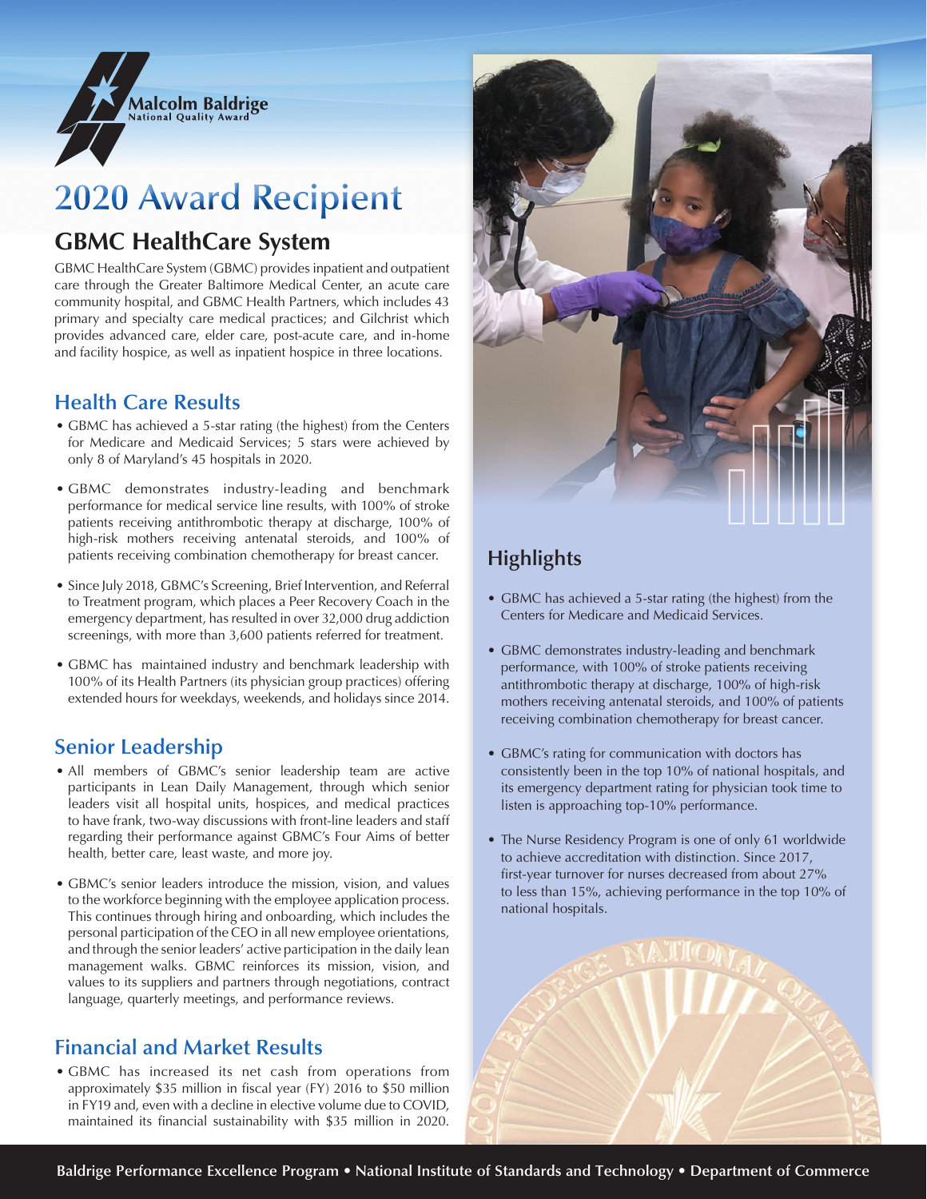Malcolm Baldrige National Quality Award

# 2020 Award Recipient

## GBMC HealthCare System

GBMC HealthCare System (GBMC) provides inpatient and outpatient care through the Greater Baltimore Medical Center, an acute care community hospital, and GBMC Health Partners, which includes 43 primary and specialty care medical practices; and Gilchrist which provides advanced care, elder care, post-acute care, and in-home and facility hospice, as well as inpatient hospice in three locations.

### Health Care Results

- GBMC has achieved a 5-star rating (the highest) from the Centers for Medicare and Medicaid Services; 5 stars were achieved by only 8 of Maryland's 45 hospitals in 2020.
- GBMC demonstrates industry-leading and benchmark performance for medical service line results, with 100% of stroke patients receiving antithrombotic therapy at discharge, 100% of high-risk mothers receiving antenatal steroids, and 100% of patients receiving combination chemotherapy for breast cancer.
- Since July 2018, GBMC's Screening, Brief Intervention, and Referral to Treatment program, which places a Peer Recovery Coach in the emergency department, has resulted in over 32,000 drug addiction screenings, with more than 3,600 patients referred for treatment.
- GBMC has maintained industry and benchmark leadership with 100% of its Health Partners (its physician group practices) offering extended hours for weekdays, weekends, and holidays since 2014.

### Senior Leadership

- All members of GBMC's senior leadership team are active participants in Lean Daily Management, through which senior leaders visit all hospital units, hospices, and medical practices to have frank, two-way discussions with front-line leaders and staff regarding their performance against GBMC's Four Aims of better health, better care, least waste, and more joy.
- GBMC's senior leaders introduce the mission, vision, and values to the workforce beginning with the employee application process. This continues through hiring and onboarding, which includes the personal participation of the CEO in all new employee orientations, and through the senior leaders' active participation in the daily lean management walks. GBMC reinforces its mission, vision, and values to its suppliers and partners through negotiations, contract language, quarterly meetings, and performance reviews.

### Financial and Market Results

- GBMC has increased its net cash from operations from approximately $35 million in fiscal year (FY) 2016 to $50 million in FY19 and, even with a decline in elective volume due to COVID, maintained its financial sustainability with $35 million in 2020.

### Highlights

- GBMC has achieved a 5-star rating (the highest) from the Centers for Medicare and Medicaid Services.
- GBMC demonstrates industry-leading and benchmark performance, with 100% of stroke patients receiving antithrombotic therapy at discharge, 100% of high-risk mothers receiving antenatal steroids, and 100% of patients receiving combination chemotherapy for breast cancer.
- GBMC's rating for communication with doctors has consistently been in the top 10% of national hospitals, and its emergency department rating for physician took time to listen is approaching top-10% performance.
- The Nurse Residency Program is one of only 61 worldwide to achieve accreditation with distinction. Since 2017, first-year turnover for nurses decreased from about 27% to less than 15%, achieving performance in the top 10% of national hospitals.

Baldrige Performance Excellence Program • National Institute of Standards and Technology • Department of Commerce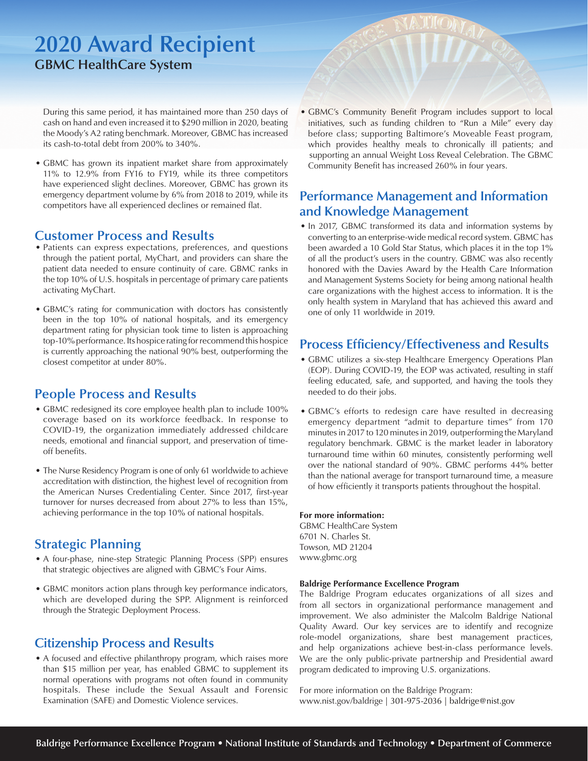# 2020 Award Recipient

## GBMC HealthCare System

During this same period, it has maintained more than 250 days of cash on hand and even increased it to $290 million in 2020, beating the Moody's A2 rating benchmark. Moreover, GBMC has increased its cash-to-total debt from 200% to 340%.

- GBMC has grown its inpatient market share from approximately 11% to 12.9% from FY16 to FY19, while its three competitors have experienced slight declines. Moreover, GBMC has grown its emergency department volume by 6% from 2018 to 2019, while its competitors have all experienced declines or remained flat.

## Customer Process and Results

- Patients can express expectations, preferences, and questions through the patient portal, MyChart, and providers can share the patient data needed to ensure continuity of care. GBMC ranks in the top 10% of U.S. hospitals in percentage of primary care patients activating MyChart.

- GBMC's rating for communication with doctors has consistently been in the top 10% of national hospitals, and its emergency department rating for physician took time to listen is approaching top-10% performance. Its hospice rating for recommend this hospice is currently approaching the national 90% best, outperforming the closest competitor at under 80%.

## People Process and Results

- GBMC redesigned its core employee health plan to include 100% coverage based on its workforce feedback. In response to COVID-19, the organization immediately addressed childcare needs, emotional and financial support, and preservation of time-off benefits.

- The Nurse Residency Program is one of only 61 worldwide to achieve accreditation with distinction, the highest level of recognition from the American Nurses Credentialing Center. Since 2017, first-year turnover for nurses decreased from about 27% to less than 15%, achieving performance in the top 10% of national hospitals.

## Strategic Planning

- A four-phase, nine-step Strategic Planning Process (SPP) ensures that strategic objectives are aligned with GBMC's Four Aims.

- GBMC monitors action plans through key performance indicators, which are developed during the SPP. Alignment is reinforced through the Strategic Deployment Process.

## Citizenship Process and Results

- A focused and effective philanthropy program, which raises more than $15 million per year, has enabled GBMC to supplement its normal operations with programs not often found in community hospitals. These include the Sexual Assault and Forensic Examination (SAFE) and Domestic Violence services.

- GBMC's Community Benefit Program includes support to local initiatives, such as funding children to "Run a Mile" every day before class; supporting Baltimore's Moveable Feast program, which provides healthy meals to chronically ill patients; and supporting an annual Weight Loss Reveal Celebration. The GBMC Community Benefit has increased 260% in four years.

## Performance Management and Information and Knowledge Management

- In 2017, GBMC transformed its data and information systems by converting to an enterprise-wide medical record system. GBMC has been awarded a 10 Gold Star Status, which places it in the top 1% of all the product's users in the country. GBMC was also recently honored with the Davies Award by the Health Care Information and Management Systems Society for being among national health care organizations with the highest access to information. It is the only health system in Maryland that has achieved this award and one of only 11 worldwide in 2019.

## Process Efficiency/Effectiveness and Results

- GBMC utilizes a six-step Healthcare Emergency Operations Plan (EOP). During COVID-19, the EOP was activated, resulting in staff feeling educated, safe, and supported, and having the tools they needed to do their jobs.

- GBMC's efforts to redesign care have resulted in decreasing emergency department "admit to departure times" from 170 minutes in 2017 to 120 minutes in 2019, outperforming the Maryland regulatory benchmark. GBMC is the market leader in laboratory turnaround time within 60 minutes, consistently performing well over the national standard of 90%. GBMC performs 44% better than the national average for transport turnaround time, a measure of how efficiently it transports patients throughout the hospital.

**For more information:**
GBMC HealthCare System
6701 N. Charles St.
Towson, MD 21204
www.gbmc.org

**Baldrige Performance Excellence Program**
The Baldrige Program educates organizations of all sizes and from all sectors in organizational performance management and improvement. We also administer the Malcolm Baldrige National Quality Award. Our key services are to identify and recognize role-model organizations, share best management practices, and help organizations achieve best-in-class performance levels. We are the only public-private partnership and Presidential award program dedicated to improving U.S. organizations.

For more information on the Baldrige Program:
www.nist.gov/baldrige | 301-975-2036 | baldrige@nist.gov

**Baldrige Performance Excellence Program • National Institute of Standards and Technology • Department of Commerce**